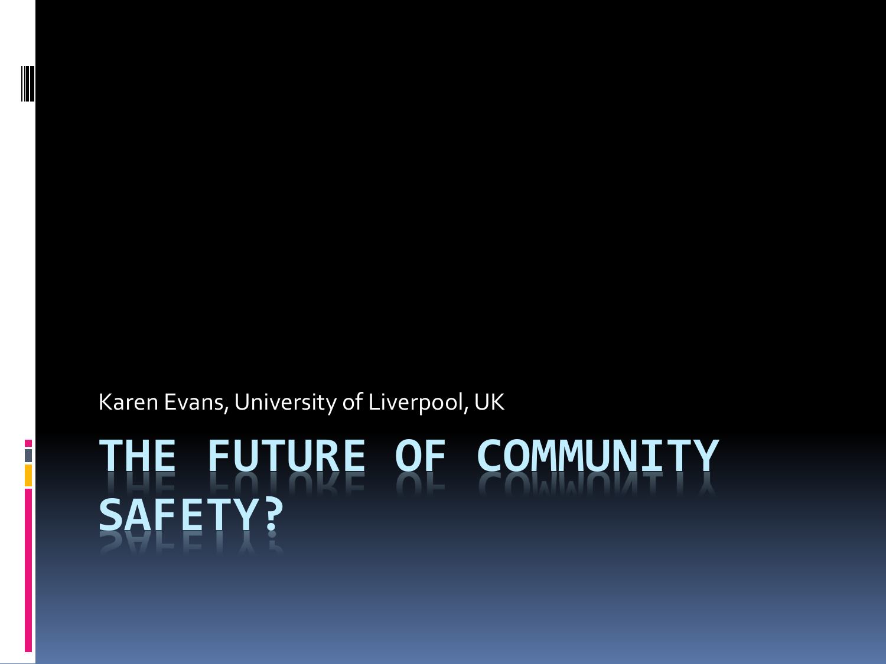Karen Evans, University of Liverpool, UK

# THE FUTURE OF COMMUNITY SAFETY?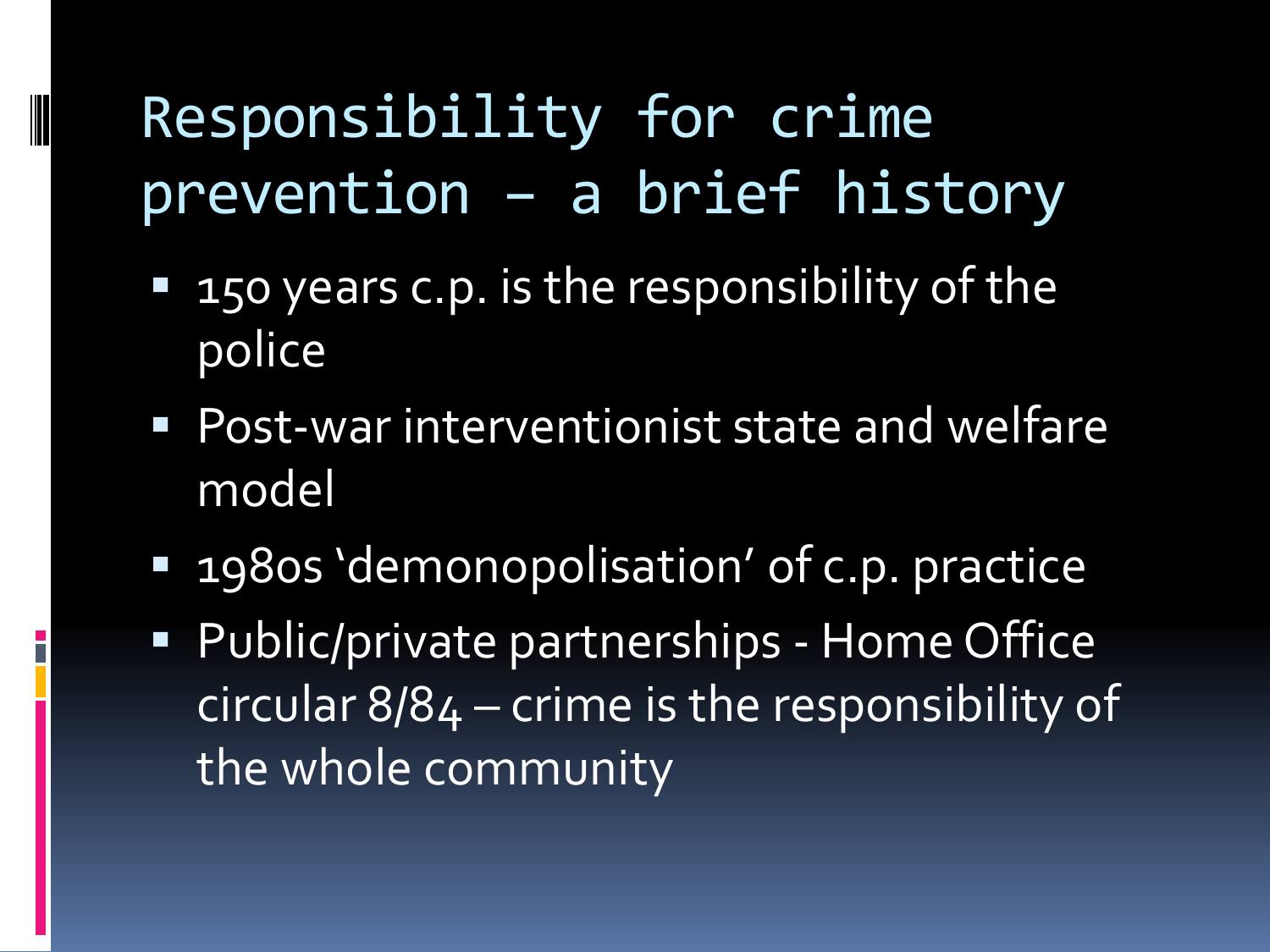# Responsibility for crime prevention – a brief history

- 150 years c.p. is the responsibility of the police
- Post-war interventionist state and welfare model
- 1980s 'demonopolisation' of c.p. practice
- Public/private partnerships - Home Office circular 8/84 – crime is the responsibility of the whole community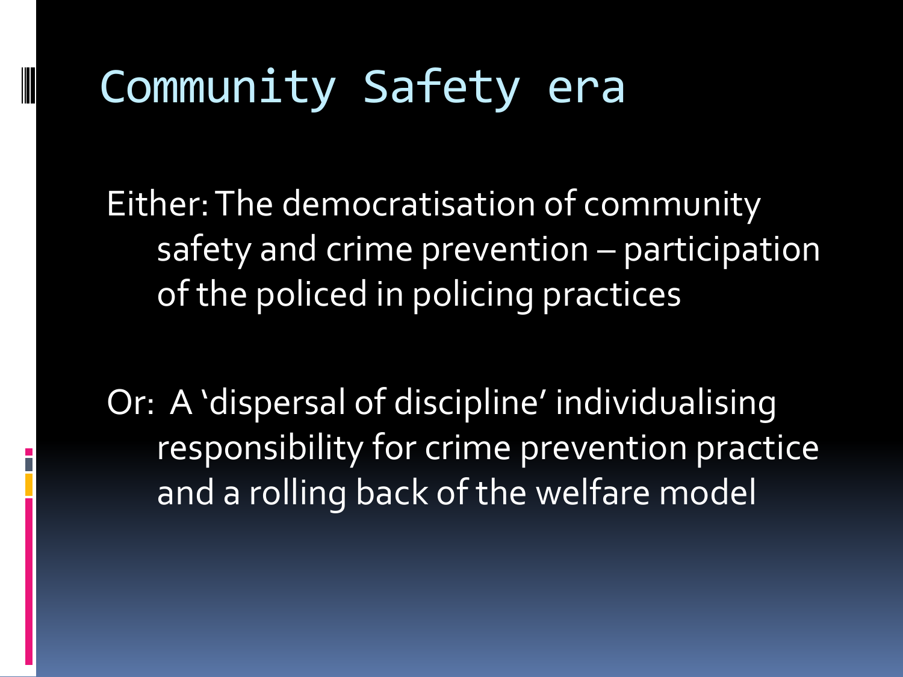# Community Safety era

Either: The democratisation of community safety and crime prevention – participation of the policed in policing practices

Or: A 'dispersal of discipline' individualising responsibility for crime prevention practice and a rolling back of the welfare model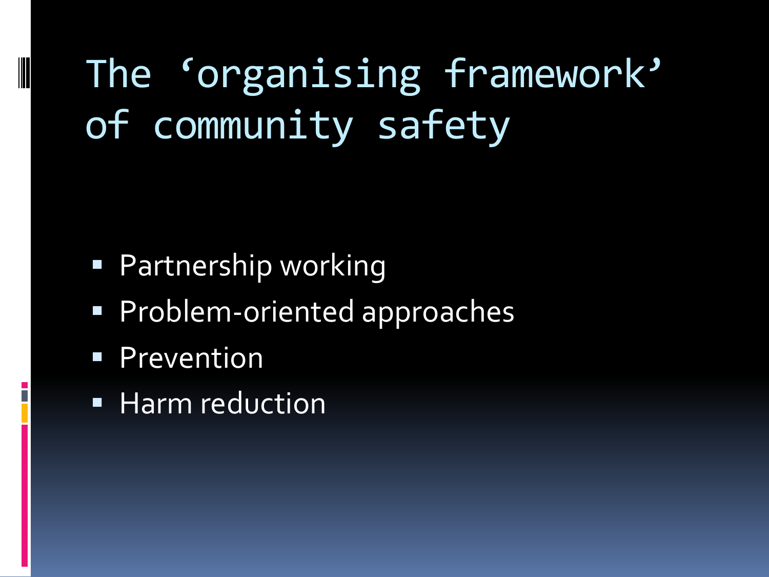# The 'organising framework' of community safety

- Partnership working
- Problem-oriented approaches
- Prevention
- Harm reduction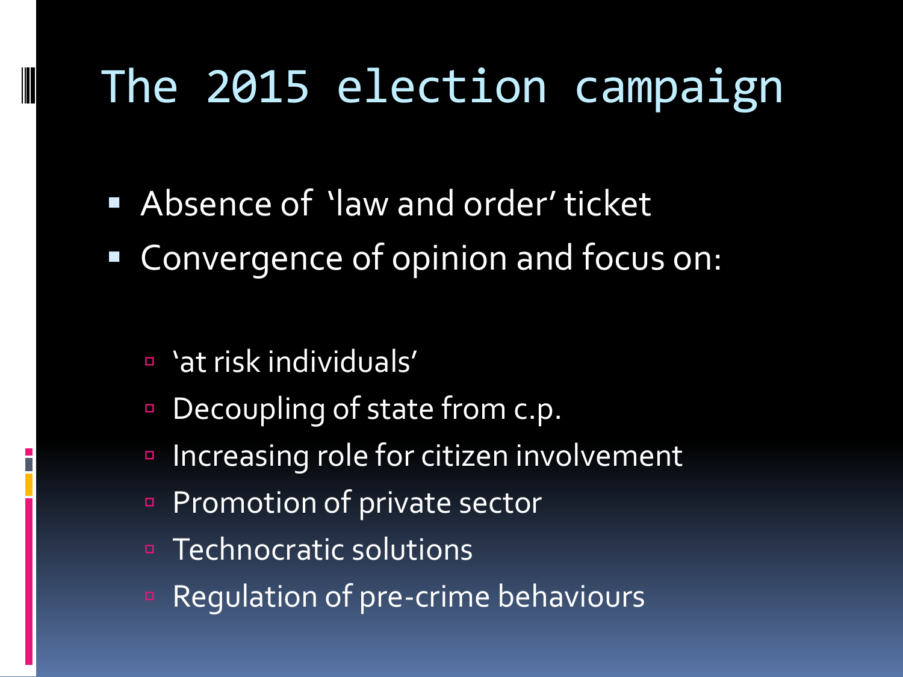# The 2015 election campaign

- Absence of 'law and order' ticket
- Convergence of opinion and focus on:
  - 'at risk individuals'
  - Decoupling of state from c.p.
  - Increasing role for citizen involvement
  - Promotion of private sector
  - Technocratic solutions
  - Regulation of pre-crime behaviours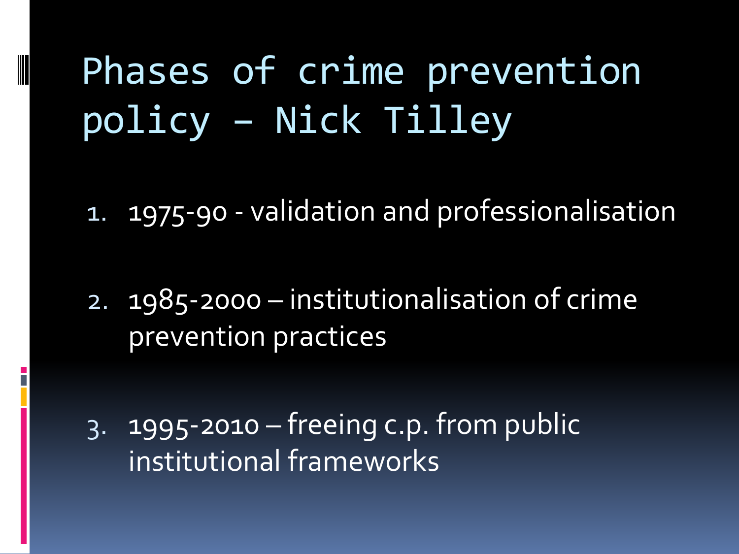# Phases of crime prevention policy – Nick Tilley

1. 1975-90 - validation and professionalisation

2. 1985-2000 – institutionalisation of crime prevention practices

3. 1995-2010 – freeing c.p. from public institutional frameworks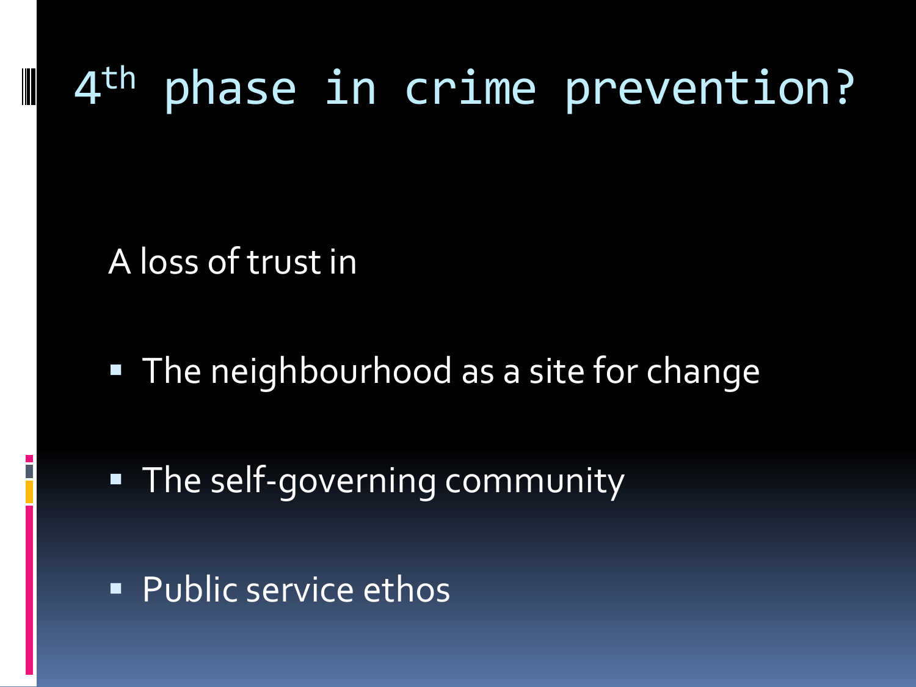# 4th phase in crime prevention?

A loss of trust in

- The neighbourhood as a site for change
- The self-governing community
- Public service ethos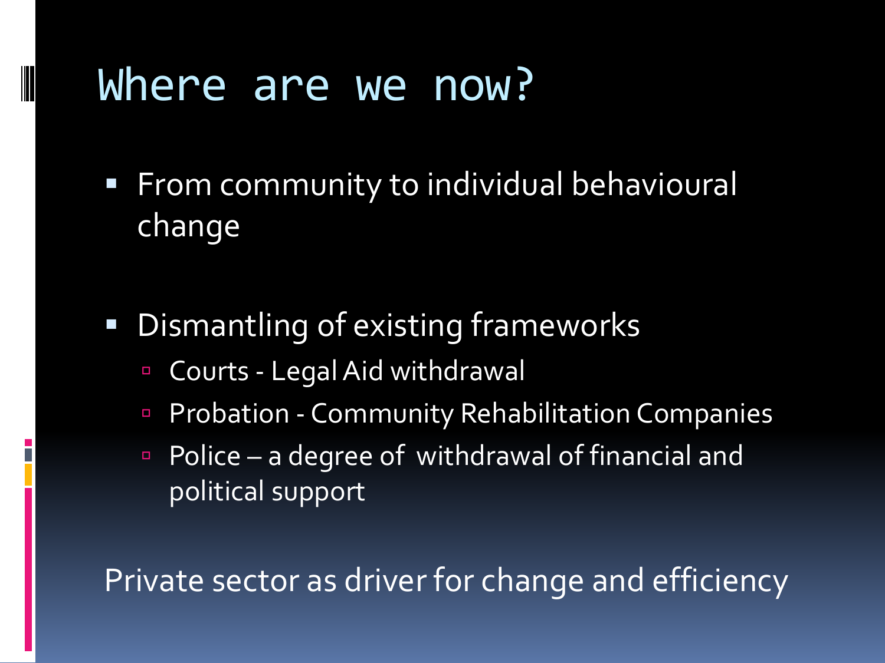# Where are we now?

- From community to individual behavioural change

- Dismantling of existing frameworks
  - Courts - Legal Aid withdrawal
  - Probation - Community Rehabilitation Companies
  - Police – a degree of withdrawal of financial and political support

Private sector as driver for change and efficiency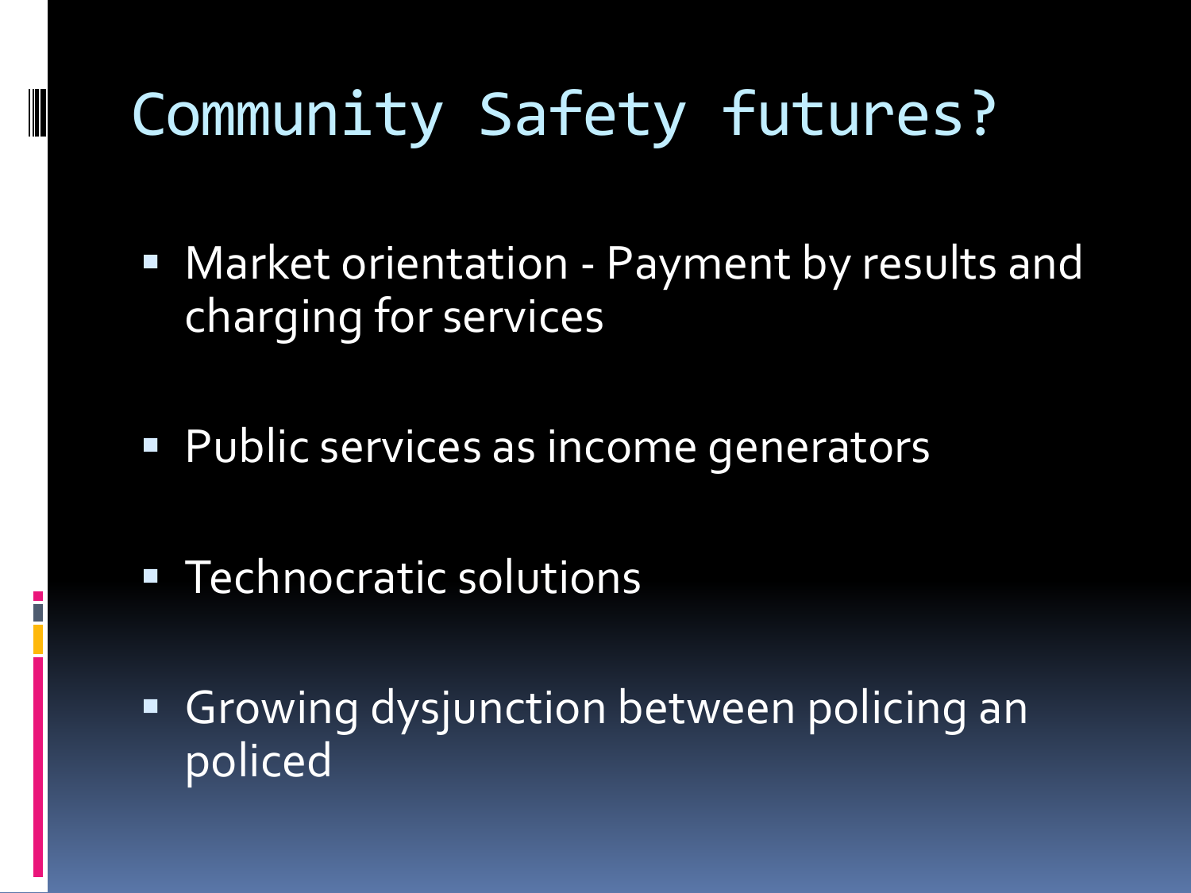# Community Safety futures?

- Market orientation - Payment by results and charging for services
- Public services as income generators
- Technocratic solutions
- Growing dysjunction between policing an policed